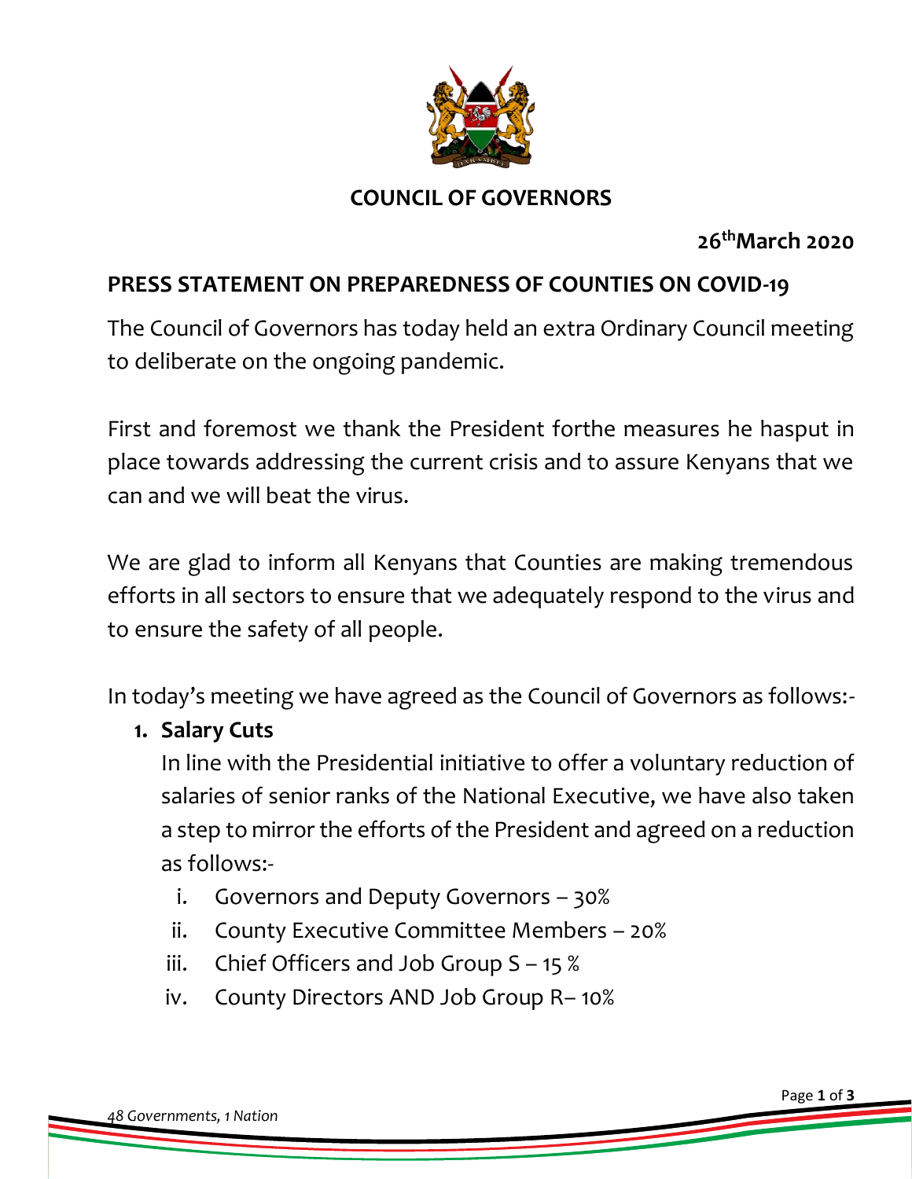# COUNCIL OF GOVERNORS

**26th March 2020**

## PRESS STATEMENT ON PREPAREDNESS OF COUNTIES ON COVID-19

The Council of Governors has today held an extra Ordinary Council meeting to deliberate on the ongoing pandemic.

First and foremost we thank the President forthe measures he hasput in place towards addressing the current crisis and to assure Kenyans that we can and we will beat the virus.

We are glad to inform all Kenyans that Counties are making tremendous efforts in all sectors to ensure that we adequately respond to the virus and to ensure the safety of all people.

In today's meeting we have agreed as the Council of Governors as follows:-

1. **Salary Cuts**

   In line with the Presidential initiative to offer a voluntary reduction of salaries of senior ranks of the National Executive, we have also taken a step to mirror the efforts of the President and agreed on a reduction as follows:-

   i. Governors and Deputy Governors – 30%
   ii. County Executive Committee Members – 20%
   iii. Chief Officers and Job Group S – 15 %
   iv. County Directors AND Job Group R– 10%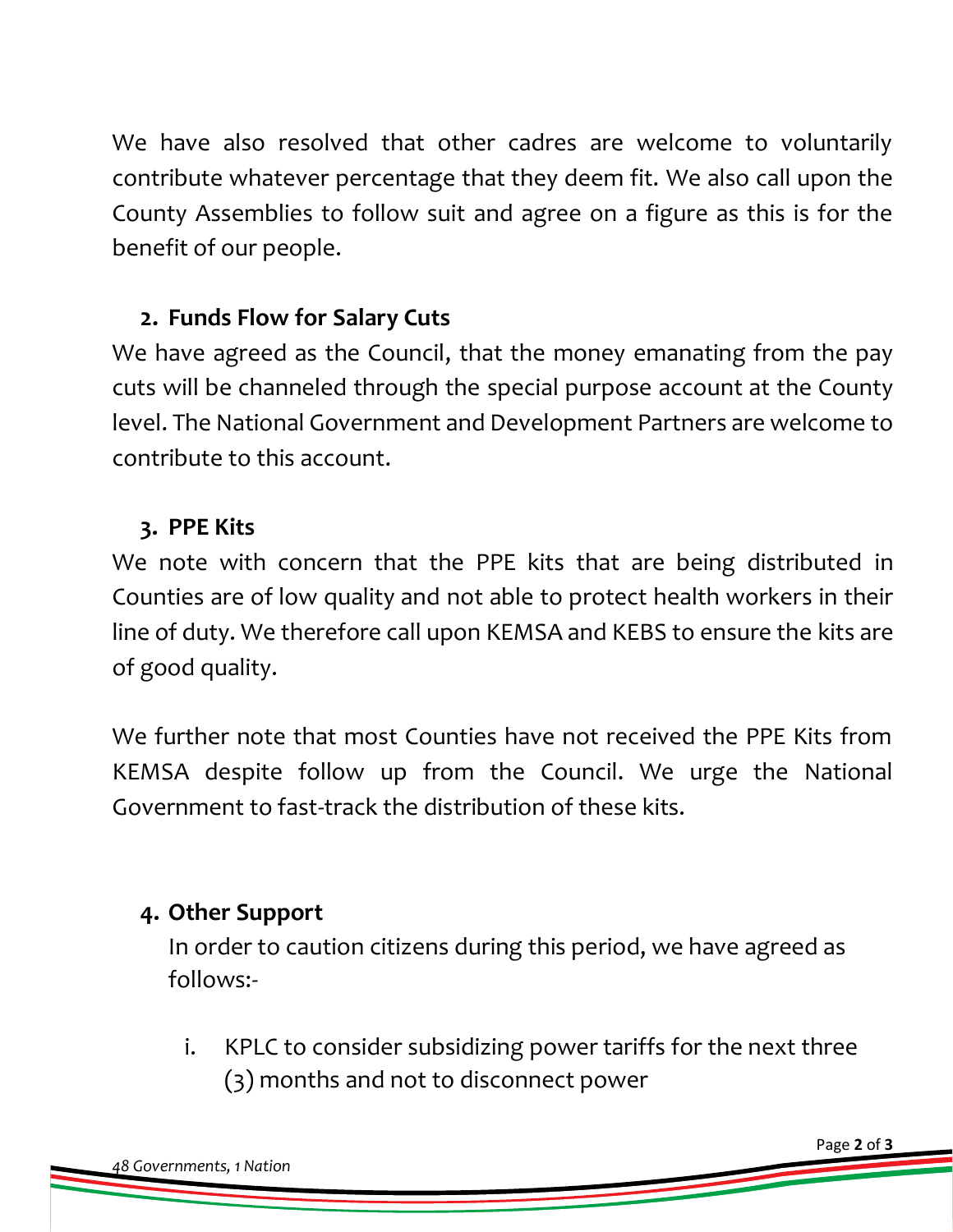We have also resolved that other cadres are welcome to voluntarily contribute whatever percentage that they deem fit. We also call upon the County Assemblies to follow suit and agree on a figure as this is for the benefit of our people.

2. **Funds Flow for Salary Cuts**

We have agreed as the Council, that the money emanating from the pay cuts will be channeled through the special purpose account at the County level. The National Government and Development Partners are welcome to contribute to this account.

3. **PPE Kits**

We note with concern that the PPE kits that are being distributed in Counties are of low quality and not able to protect health workers in their line of duty. We therefore call upon KEMSA and KEBS to ensure the kits are of good quality.

We further note that most Counties have not received the PPE Kits from KEMSA despite follow up from the Council. We urge the National Government to fast-track the distribution of these kits.

4. **Other Support**

In order to caution citizens during this period, we have agreed as follows:-

i. KPLC to consider subsidizing power tariffs for the next three (3) months and not to disconnect power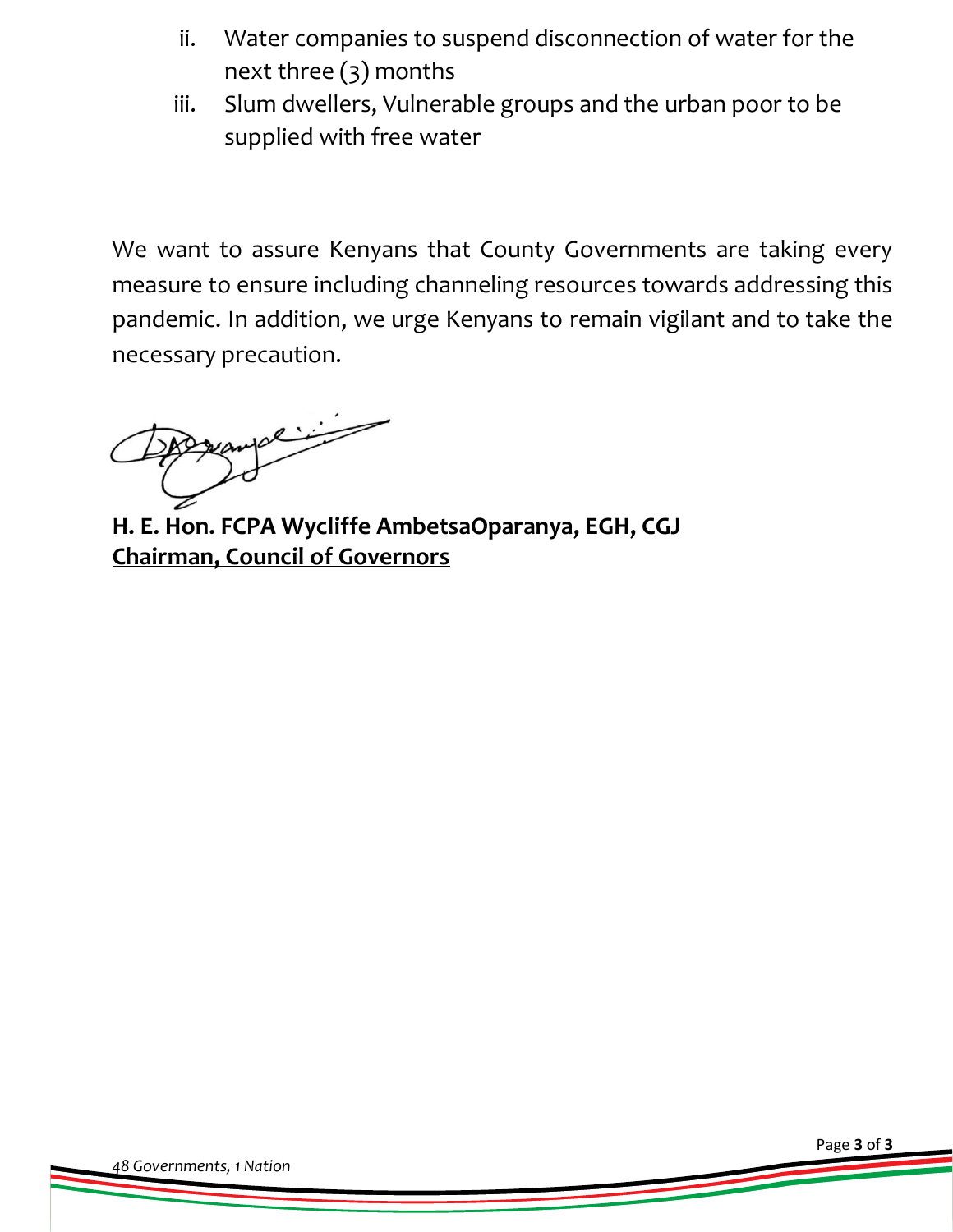ii. Water companies to suspend disconnection of water for the next three (3) months

iii. Slum dwellers, Vulnerable groups and the urban poor to be supplied with free water

We want to assure Kenyans that County Governments are taking every measure to ensure including channeling resources towards addressing this pandemic. In addition, we urge Kenyans to remain vigilant and to take the necessary precaution.

**H. E. Hon. FCPA Wycliffe AmbetsaOparanya, EGH, CGJ**
**<u>Chairman, Council of Governors</u>**